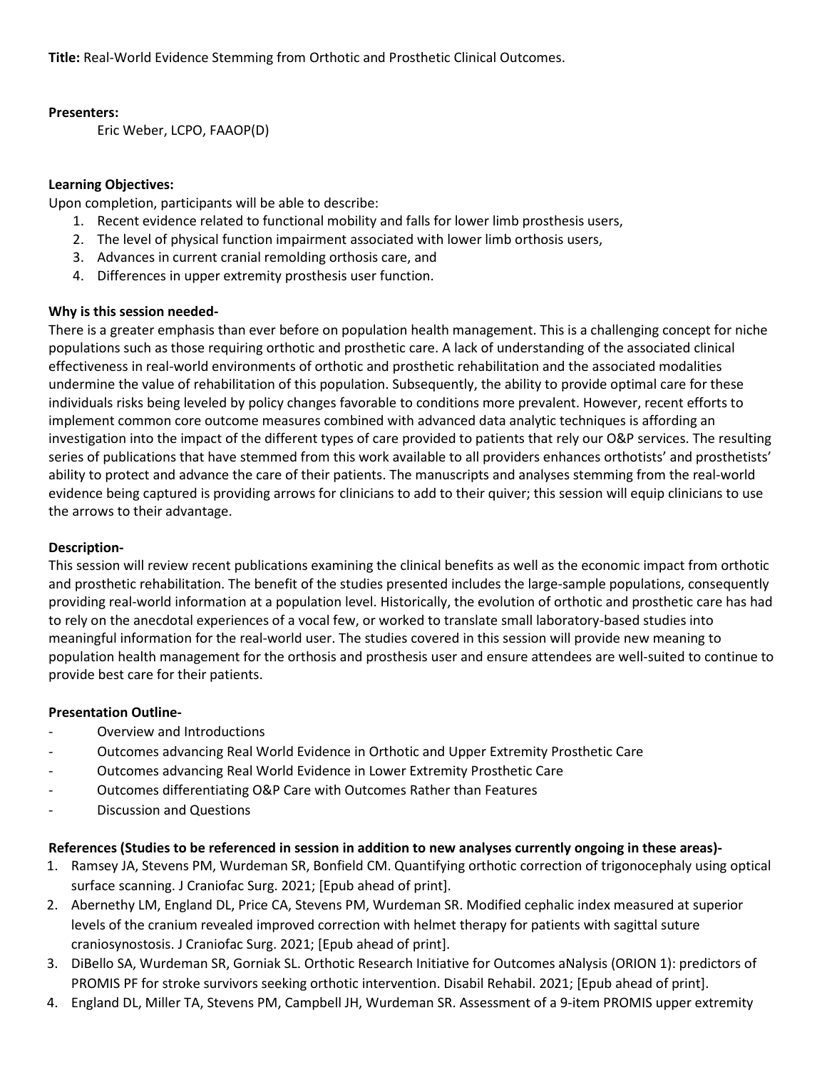**Title:** Real-World Evidence Stemming from Orthotic and Prosthetic Clinical Outcomes.

**Presenters:**

Eric Weber, LCPO, FAAOP(D)

**Learning Objectives:**

Upon completion, participants will be able to describe:

1. Recent evidence related to functional mobility and falls for lower limb prosthesis users,
2. The level of physical function impairment associated with lower limb orthosis users,
3. Advances in current cranial remolding orthosis care, and
4. Differences in upper extremity prosthesis user function.

**Why is this session needed-**

There is a greater emphasis than ever before on population health management. This is a challenging concept for niche populations such as those requiring orthotic and prosthetic care. A lack of understanding of the associated clinical effectiveness in real-world environments of orthotic and prosthetic rehabilitation and the associated modalities undermine the value of rehabilitation of this population. Subsequently, the ability to provide optimal care for these individuals risks being leveled by policy changes favorable to conditions more prevalent. However, recent efforts to implement common core outcome measures combined with advanced data analytic techniques is affording an investigation into the impact of the different types of care provided to patients that rely our O&P services. The resulting series of publications that have stemmed from this work available to all providers enhances orthotists' and prosthetists' ability to protect and advance the care of their patients. The manuscripts and analyses stemming from the real-world evidence being captured is providing arrows for clinicians to add to their quiver; this session will equip clinicians to use the arrows to their advantage.

**Description-**

This session will review recent publications examining the clinical benefits as well as the economic impact from orthotic and prosthetic rehabilitation. The benefit of the studies presented includes the large-sample populations, consequently providing real-world information at a population level. Historically, the evolution of orthotic and prosthetic care has had to rely on the anecdotal experiences of a vocal few, or worked to translate small laboratory-based studies into meaningful information for the real-world user. The studies covered in this session will provide new meaning to population health management for the orthosis and prosthesis user and ensure attendees are well-suited to continue to provide best care for their patients.

**Presentation Outline-**

- Overview and Introductions
- Outcomes advancing Real World Evidence in Orthotic and Upper Extremity Prosthetic Care
- Outcomes advancing Real World Evidence in Lower Extremity Prosthetic Care
- Outcomes differentiating O&P Care with Outcomes Rather than Features
- Discussion and Questions

**References (Studies to be referenced in session in addition to new analyses currently ongoing in these areas)-**

1. Ramsey JA, Stevens PM, Wurdeman SR, Bonfield CM. Quantifying orthotic correction of trigonocephaly using optical surface scanning. J Craniofac Surg. 2021; [Epub ahead of print].
2. Abernethy LM, England DL, Price CA, Stevens PM, Wurdeman SR. Modified cephalic index measured at superior levels of the cranium revealed improved correction with helmet therapy for patients with sagittal suture craniosynostosis. J Craniofac Surg. 2021; [Epub ahead of print].
3. DiBello SA, Wurdeman SR, Gorniak SL. Orthotic Research Initiative for Outcomes aNalysis (ORION 1): predictors of PROMIS PF for stroke survivors seeking orthotic intervention. Disabil Rehabil. 2021; [Epub ahead of print].
4. England DL, Miller TA, Stevens PM, Campbell JH, Wurdeman SR. Assessment of a 9-item PROMIS upper extremity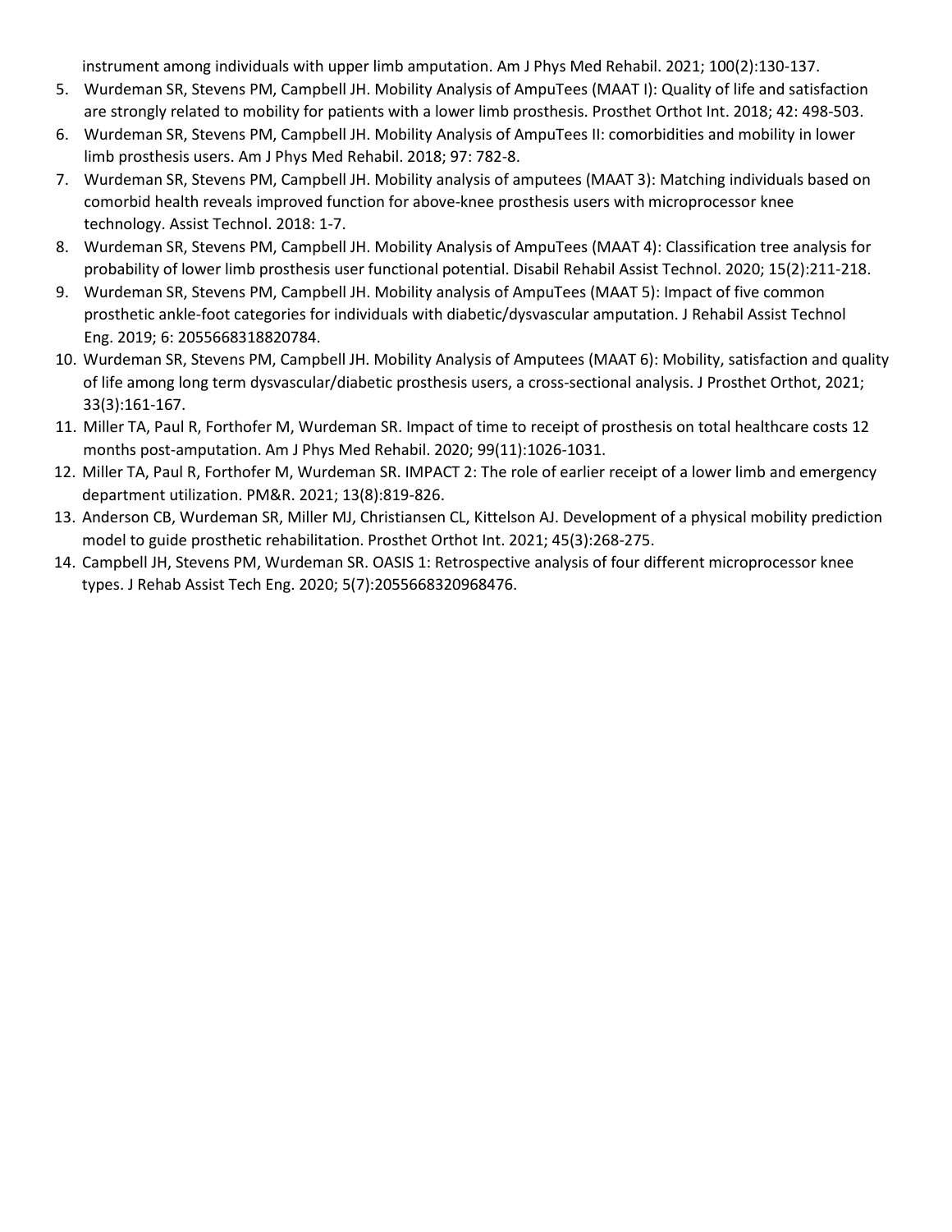instrument among individuals with upper limb amputation. Am J Phys Med Rehabil. 2021; 100(2):130-137.

5. Wurdeman SR, Stevens PM, Campbell JH. Mobility Analysis of AmpuTees (MAAT I): Quality of life and satisfaction are strongly related to mobility for patients with a lower limb prosthesis. Prosthet Orthot Int. 2018; 42: 498-503.
6. Wurdeman SR, Stevens PM, Campbell JH. Mobility Analysis of AmpuTees II: comorbidities and mobility in lower limb prosthesis users. Am J Phys Med Rehabil. 2018; 97: 782-8.
7. Wurdeman SR, Stevens PM, Campbell JH. Mobility analysis of amputees (MAAT 3): Matching individuals based on comorbid health reveals improved function for above-knee prosthesis users with microprocessor knee technology. Assist Technol. 2018: 1-7.
8. Wurdeman SR, Stevens PM, Campbell JH. Mobility Analysis of AmpuTees (MAAT 4): Classification tree analysis for probability of lower limb prosthesis user functional potential. Disabil Rehabil Assist Technol. 2020; 15(2):211-218.
9. Wurdeman SR, Stevens PM, Campbell JH. Mobility analysis of AmpuTees (MAAT 5): Impact of five common prosthetic ankle-foot categories for individuals with diabetic/dysvascular amputation. J Rehabil Assist Technol Eng. 2019; 6: 2055668318820784.
10. Wurdeman SR, Stevens PM, Campbell JH. Mobility Analysis of Amputees (MAAT 6): Mobility, satisfaction and quality of life among long term dysvascular/diabetic prosthesis users, a cross-sectional analysis. J Prosthet Orthot, 2021; 33(3):161-167.
11. Miller TA, Paul R, Forthofer M, Wurdeman SR. Impact of time to receipt of prosthesis on total healthcare costs 12 months post-amputation. Am J Phys Med Rehabil. 2020; 99(11):1026-1031.
12. Miller TA, Paul R, Forthofer M, Wurdeman SR. IMPACT 2: The role of earlier receipt of a lower limb and emergency department utilization. PM&R. 2021; 13(8):819-826.
13. Anderson CB, Wurdeman SR, Miller MJ, Christiansen CL, Kittelson AJ. Development of a physical mobility prediction model to guide prosthetic rehabilitation. Prosthet Orthot Int. 2021; 45(3):268-275.
14. Campbell JH, Stevens PM, Wurdeman SR. OASIS 1: Retrospective analysis of four different microprocessor knee types. J Rehab Assist Tech Eng. 2020; 5(7):2055668320968476.